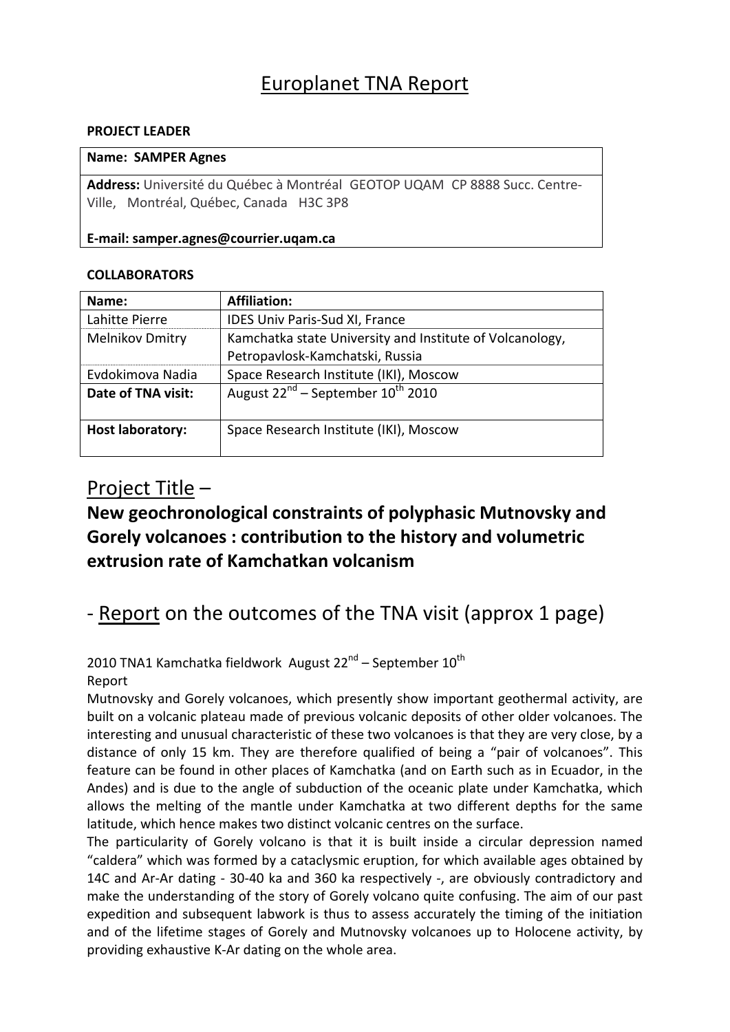# Europlanet TNA Report

**PROJECT LEADER**

| **Name: SAMPER Agnes** |
|---|
| **Address:** Université du Québec à Montréal GEOTOP UQAM CP 8888 Succ. Centre-Ville, Montréal, Québec, Canada H3C 3P8<br><br>**E-mail: samper.agnes@courrier.uqam.ca** |

**COLLABORATORS**

| **Name:** | **Affiliation:** |
|---|---|
| Lahitte Pierre | IDES Univ Paris-Sud XI, France |
| Melnikov Dmitry | Kamchatka state University and Institute of Volcanology, Petropavlosk-Kamchatski, Russia |
| Evdokimova Nadia | Space Research Institute (IKI), Moscow |
| **Date of TNA visit:** | August 22nd – September 10th 2010 |
| **Host laboratory:** | Space Research Institute (IKI), Moscow |

## Project Title –

## New geochronological constraints of polyphasic Mutnovsky and Gorely volcanoes : contribution to the history and volumetric extrusion rate of Kamchatkan volcanism

## - Report on the outcomes of the TNA visit (approx 1 page)

2010 TNA1 Kamchatka fieldwork August 22nd – September 10th

Report

Mutnovsky and Gorely volcanoes, which presently show important geothermal activity, are built on a volcanic plateau made of previous volcanic deposits of other older volcanoes. The interesting and unusual characteristic of these two volcanoes is that they are very close, by a distance of only 15 km. They are therefore qualified of being a "pair of volcanoes". This feature can be found in other places of Kamchatka (and on Earth such as in Ecuador, in the Andes) and is due to the angle of subduction of the oceanic plate under Kamchatka, which allows the melting of the mantle under Kamchatka at two different depths for the same latitude, which hence makes two distinct volcanic centres on the surface.

The particularity of Gorely volcano is that it is built inside a circular depression named "caldera" which was formed by a cataclysmic eruption, for which available ages obtained by 14C and Ar-Ar dating - 30-40 ka and 360 ka respectively -, are obviously contradictory and make the understanding of the story of Gorely volcano quite confusing. The aim of our past expedition and subsequent labwork is thus to assess accurately the timing of the initiation and of the lifetime stages of Gorely and Mutnovsky volcanoes up to Holocene activity, by providing exhaustive K-Ar dating on the whole area.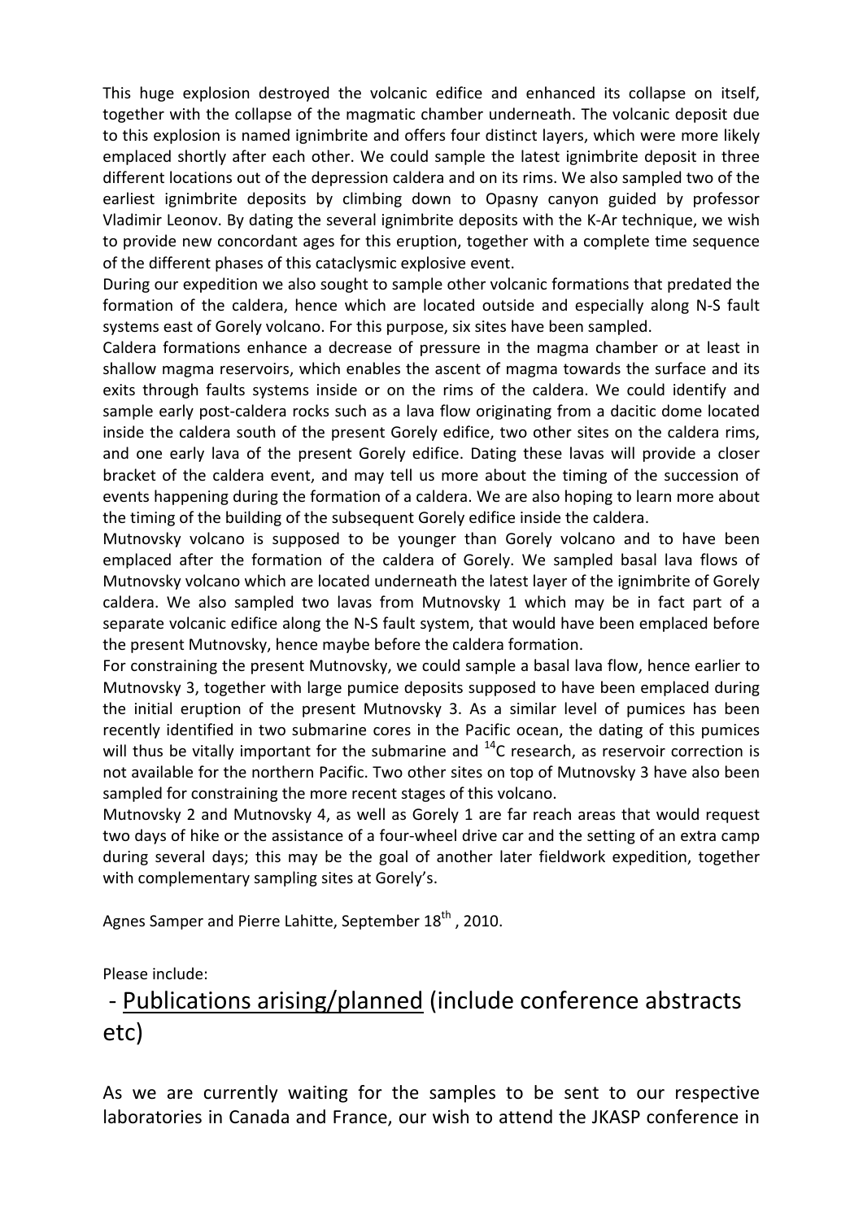This huge explosion destroyed the volcanic edifice and enhanced its collapse on itself, together with the collapse of the magmatic chamber underneath. The volcanic deposit due to this explosion is named ignimbrite and offers four distinct layers, which were more likely emplaced shortly after each other. We could sample the latest ignimbrite deposit in three different locations out of the depression caldera and on its rims. We also sampled two of the earliest ignimbrite deposits by climbing down to Opasny canyon guided by professor Vladimir Leonov. By dating the several ignimbrite deposits with the K-Ar technique, we wish to provide new concordant ages for this eruption, together with a complete time sequence of the different phases of this cataclysmic explosive event.

During our expedition we also sought to sample other volcanic formations that predated the formation of the caldera, hence which are located outside and especially along N-S fault systems east of Gorely volcano. For this purpose, six sites have been sampled.

Caldera formations enhance a decrease of pressure in the magma chamber or at least in shallow magma reservoirs, which enables the ascent of magma towards the surface and its exits through faults systems inside or on the rims of the caldera. We could identify and sample early post-caldera rocks such as a lava flow originating from a dacitic dome located inside the caldera south of the present Gorely edifice, two other sites on the caldera rims, and one early lava of the present Gorely edifice. Dating these lavas will provide a closer bracket of the caldera event, and may tell us more about the timing of the succession of events happening during the formation of a caldera. We are also hoping to learn more about the timing of the building of the subsequent Gorely edifice inside the caldera.

Mutnovsky volcano is supposed to be younger than Gorely volcano and to have been emplaced after the formation of the caldera of Gorely. We sampled basal lava flows of Mutnovsky volcano which are located underneath the latest layer of the ignimbrite of Gorely caldera. We also sampled two lavas from Mutnovsky 1 which may be in fact part of a separate volcanic edifice along the N-S fault system, that would have been emplaced before the present Mutnovsky, hence maybe before the caldera formation.

For constraining the present Mutnovsky, we could sample a basal lava flow, hence earlier to Mutnovsky 3, together with large pumice deposits supposed to have been emplaced during the initial eruption of the present Mutnovsky 3. As a similar level of pumices has been recently identified in two submarine cores in the Pacific ocean, the dating of this pumices will thus be vitally important for the submarine and $^{14}C$ research, as reservoir correction is not available for the northern Pacific. Two other sites on top of Mutnovsky 3 have also been sampled for constraining the more recent stages of this volcano.

Mutnovsky 2 and Mutnovsky 4, as well as Gorely 1 are far reach areas that would request two days of hike or the assistance of a four-wheel drive car and the setting of an extra camp during several days; this may be the goal of another later fieldwork expedition, together with complementary sampling sites at Gorely's.

Agnes Samper and Pierre Lahitte, September 18th , 2010.

Please include:

- Publications arising/planned (include conference abstracts etc)

As we are currently waiting for the samples to be sent to our respective laboratories in Canada and France, our wish to attend the JKASP conference in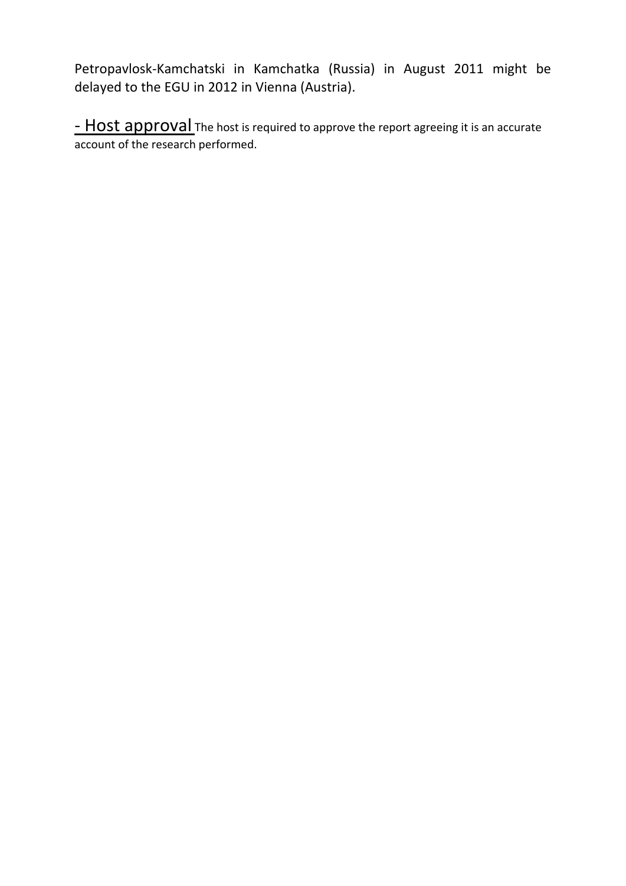Petropavlosk-Kamchatski in Kamchatka (Russia) in August 2011 might be delayed to the EGU in 2012 in Vienna (Austria).

<u>- Host approval</u> The host is required to approve the report agreeing it is an accurate account of the research performed.